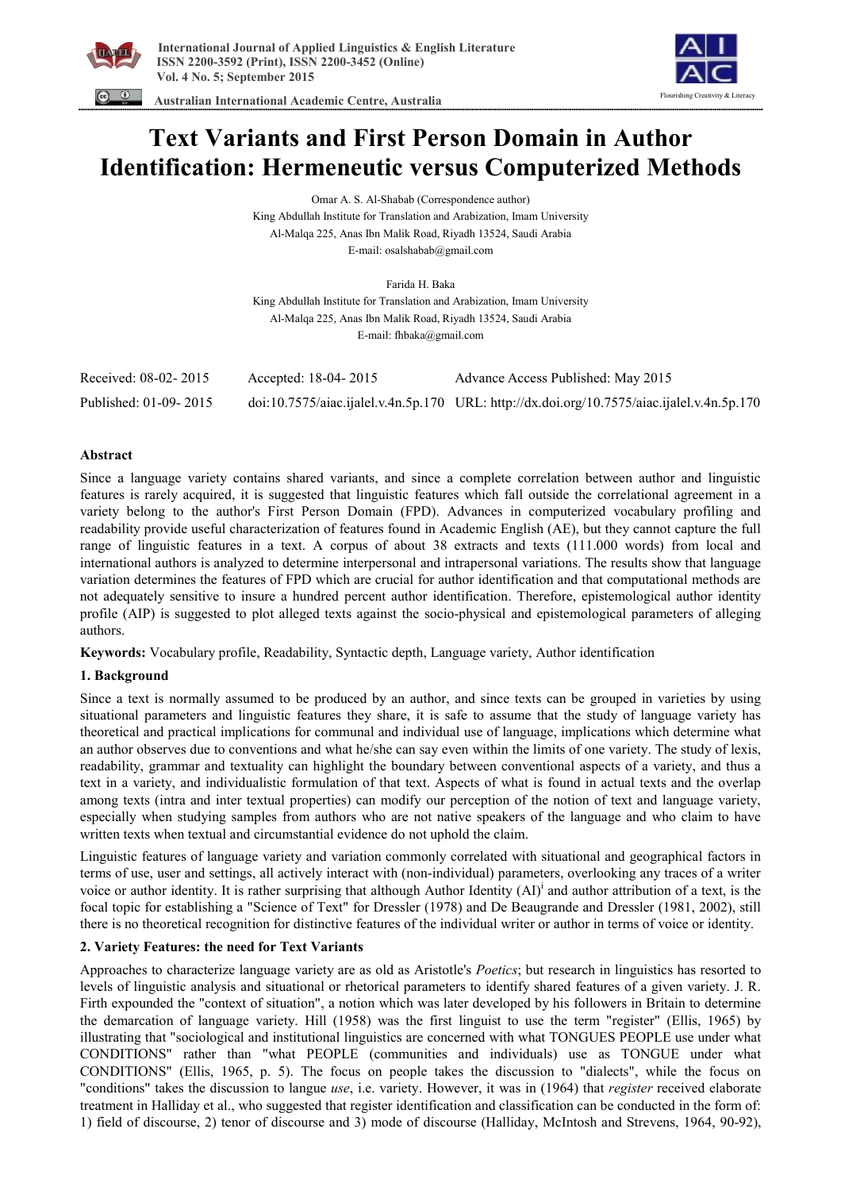# Text Variants and First Person Domain in Author Identification: Hermeneutic versus Computerized Methods

Omar A. S. Al-Shabab (Correspondence author)
King Abdullah Institute for Translation and Arabization, Imam University
Al-Malqa 225, Anas Ibn Malik Road, Riyadh 13524, Saudi Arabia
E-mail: osalshabab@gmail.com

Farida H. Baka
King Abdullah Institute for Translation and Arabization, Imam University
Al-Malqa 225, Anas Ibn Malik Road, Riyadh 13524, Saudi Arabia
E-mail: fhbaka@gmail.com

| | | |
|---|---|---|
| Received: 08-02- 2015 | Accepted: 18-04- 2015 | Advance Access Published: May 2015 |
| Published: 01-09- 2015 | doi:10.7575/aiac.ijalel.v.4n.5p.170 | URL: http://dx.doi.org/10.7575/aiac.ijalel.v.4n.5p.170 |

## Abstract

Since a language variety contains shared variants, and since a complete correlation between author and linguistic features is rarely acquired, it is suggested that linguistic features which fall outside the correlational agreement in a variety belong to the author's First Person Domain (FPD). Advances in computerized vocabulary profiling and readability provide useful characterization of features found in Academic English (AE), but they cannot capture the full range of linguistic features in a text. A corpus of about 38 extracts and texts (111.000 words) from local and international authors is analyzed to determine interpersonal and intrapersonal variations. The results show that language variation determines the features of FPD which are crucial for author identification and that computational methods are not adequately sensitive to insure a hundred percent author identification. Therefore, epistemological author identity profile (AIP) is suggested to plot alleged texts against the socio-physical and epistemological parameters of alleging authors.

**Keywords:** Vocabulary profile, Readability, Syntactic depth, Language variety, Author identification

### 1. Background

Since a text is normally assumed to be produced by an author, and since texts can be grouped in varieties by using situational parameters and linguistic features they share, it is safe to assume that the study of language variety has theoretical and practical implications for communal and individual use of language, implications which determine what an author observes due to conventions and what he/she can say even within the limits of one variety. The study of lexis, readability, grammar and textuality can highlight the boundary between conventional aspects of a variety, and thus a text in a variety, and individualistic formulation of that text. Aspects of what is found in actual texts and the overlap among texts (intra and inter textual properties) can modify our perception of the notion of text and language variety, especially when studying samples from authors who are not native speakers of the language and who claim to have written texts when textual and circumstantial evidence do not uphold the claim.

Linguistic features of language variety and variation commonly correlated with situational and geographical factors in terms of use, user and settings, all actively interact with (non-individual) parameters, overlooking any traces of a writer voice or author identity. It is rather surprising that although Author Identity (AI)[i] and author attribution of a text, is the focal topic for establishing a "Science of Text" for Dressler (1978) and De Beaugrande and Dressler (1981, 2002), still there is no theoretical recognition for distinctive features of the individual writer or author in terms of voice or identity.

### 2. Variety Features: the need for Text Variants

Approaches to characterize language variety are as old as Aristotle's *Poetics*; but research in linguistics has resorted to levels of linguistic analysis and situational or rhetorical parameters to identify shared features of a given variety. J. R. Firth expounded the "context of situation", a notion which was later developed by his followers in Britain to determine the demarcation of language variety. Hill (1958) was the first linguist to use the term "register" (Ellis, 1965) by illustrating that "sociological and institutional linguistics are concerned with what TONGUES PEOPLE use under what CONDITIONS" rather than "what PEOPLE (communities and individuals) use as TONGUE under what CONDITIONS" (Ellis, 1965, p. 5). The focus on people takes the discussion to "dialects", while the focus on "conditions" takes the discussion to langue *use*, i.e. variety. However, it was in (1964) that *register* received elaborate treatment in Halliday et al., who suggested that register identification and classification can be conducted in the form of: 1) field of discourse, 2) tenor of discourse and 3) mode of discourse (Halliday, McIntosh and Strevens, 1964, 90-92),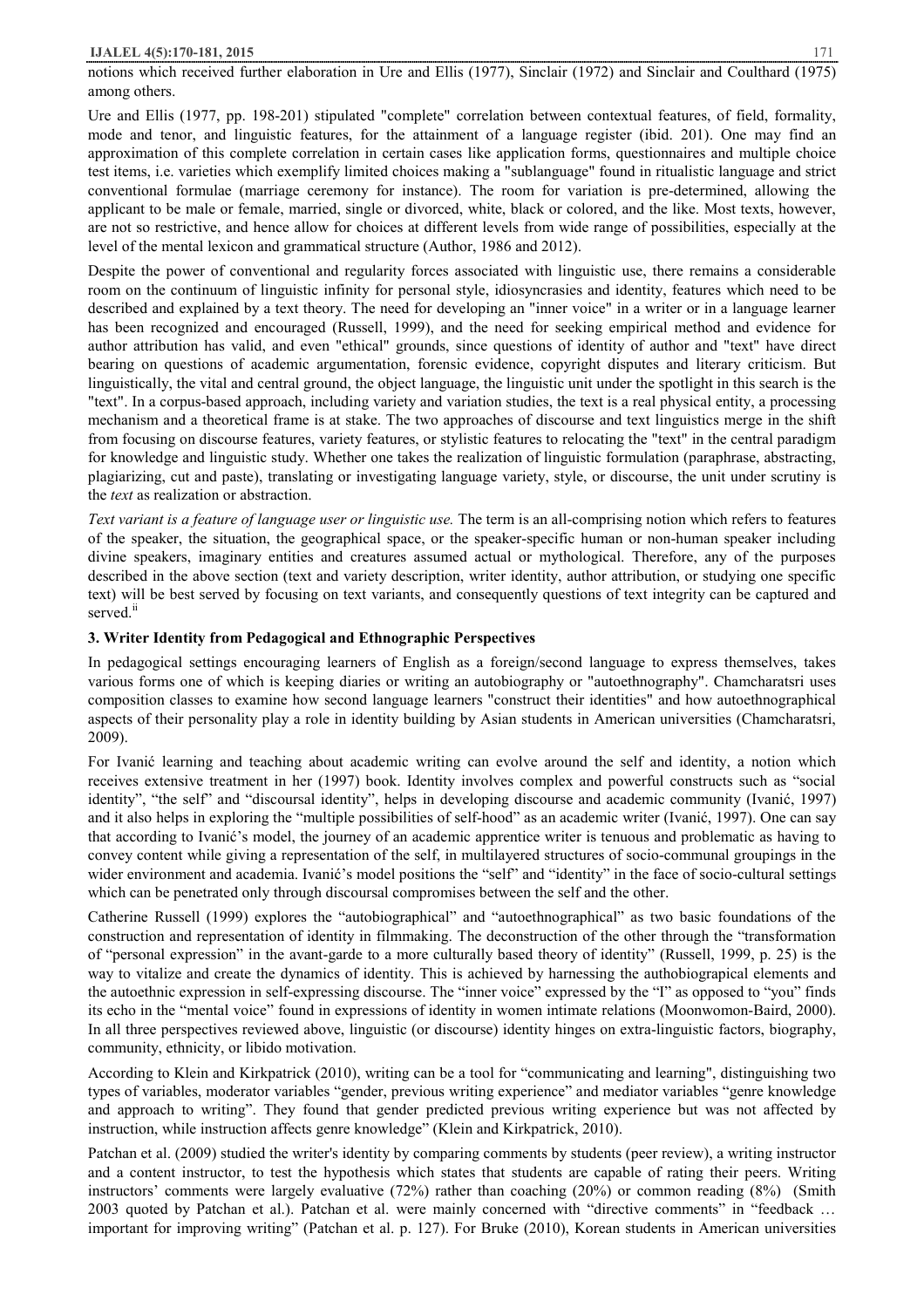notions which received further elaboration in Ure and Ellis (1977), Sinclair (1972) and Sinclair and Coulthard (1975) among others.

Ure and Ellis (1977, pp. 198-201) stipulated "complete" correlation between contextual features, of field, formality, mode and tenor, and linguistic features, for the attainment of a language register (ibid. 201). One may find an approximation of this complete correlation in certain cases like application forms, questionnaires and multiple choice test items, i.e. varieties which exemplify limited choices making a "sublanguage" found in ritualistic language and strict conventional formulae (marriage ceremony for instance). The room for variation is pre-determined, allowing the applicant to be male or female, married, single or divorced, white, black or colored, and the like. Most texts, however, are not so restrictive, and hence allow for choices at different levels from wide range of possibilities, especially at the level of the mental lexicon and grammatical structure (Author, 1986 and 2012).

Despite the power of conventional and regularity forces associated with linguistic use, there remains a considerable room on the continuum of linguistic infinity for personal style, idiosyncrasies and identity, features which need to be described and explained by a text theory. The need for developing an "inner voice" in a writer or in a language learner has been recognized and encouraged (Russell, 1999), and the need for seeking empirical method and evidence for author attribution has valid, and even "ethical" grounds, since questions of identity of author and "text" have direct bearing on questions of academic argumentation, forensic evidence, copyright disputes and literary criticism. But linguistically, the vital and central ground, the object language, the linguistic unit under the spotlight in this search is the "text". In a corpus-based approach, including variety and variation studies, the text is a real physical entity, a processing mechanism and a theoretical frame is at stake. The two approaches of discourse and text linguistics merge in the shift from focusing on discourse features, variety features, or stylistic features to relocating the "text" in the central paradigm for knowledge and linguistic study. Whether one takes the realization of linguistic formulation (paraphrase, abstracting, plagiarizing, cut and paste), translating or investigating language variety, style, or discourse, the unit under scrutiny is the *text* as realization or abstraction.

*Text variant is a feature of language user or linguistic use.* The term is an all-comprising notion which refers to features of the speaker, the situation, the geographical space, or the speaker-specific human or non-human speaker including divine speakers, imaginary entities and creatures assumed actual or mythological. Therefore, any of the purposes described in the above section (text and variety description, writer identity, author attribution, or studying one specific text) will be best served by focusing on text variants, and consequently questions of text integrity can be captured and served.[ii]

## 3. Writer Identity from Pedagogical and Ethnographic Perspectives

In pedagogical settings encouraging learners of English as a foreign/second language to express themselves, takes various forms one of which is keeping diaries or writing an autobiography or "autoethnography". Chamcharatsri uses composition classes to examine how second language learners "construct their identities" and how autoethnographical aspects of their personality play a role in identity building by Asian students in American universities (Chamcharatsri, 2009).

For Ivanić learning and teaching about academic writing can evolve around the self and identity, a notion which receives extensive treatment in her (1997) book. Identity involves complex and powerful constructs such as "social identity", "the self" and "discoursal identity", helps in developing discourse and academic community (Ivanić, 1997) and it also helps in exploring the "multiple possibilities of self-hood" as an academic writer (Ivanić, 1997). One can say that according to Ivanić's model, the journey of an academic apprentice writer is tenuous and problematic as having to convey content while giving a representation of the self, in multilayered structures of socio-communal groupings in the wider environment and academia. Ivanić's model positions the "self" and "identity" in the face of socio-cultural settings which can be penetrated only through discoursal compromises between the self and the other.

Catherine Russell (1999) explores the "autobiographical" and "autoethnographical" as two basic foundations of the construction and representation of identity in filmmaking. The deconstruction of the other through the "transformation of "personal expression" in the avant-garde to a more culturally based theory of identity" (Russell, 1999, p. 25) is the way to vitalize and create the dynamics of identity. This is achieved by harnessing the authobiograpical elements and the autoethnic expression in self-expressing discourse. The "inner voice" expressed by the "I" as opposed to "you" finds its echo in the "mental voice" found in expressions of identity in women intimate relations (Moonwomon-Baird, 2000). In all three perspectives reviewed above, linguistic (or discourse) identity hinges on extra-linguistic factors, biography, community, ethnicity, or libido motivation.

According to Klein and Kirkpatrick (2010), writing can be a tool for "communicating and learning", distinguishing two types of variables, moderator variables "gender, previous writing experience" and mediator variables "genre knowledge and approach to writing". They found that gender predicted previous writing experience but was not affected by instruction, while instruction affects genre knowledge" (Klein and Kirkpatrick, 2010).

Patchan et al. (2009) studied the writer's identity by comparing comments by students (peer review), a writing instructor and a content instructor, to test the hypothesis which states that students are capable of rating their peers. Writing instructors' comments were largely evaluative (72%) rather than coaching (20%) or common reading (8%) (Smith 2003 quoted by Patchan et al.). Patchan et al. were mainly concerned with "directive comments" in "feedback … important for improving writing" (Patchan et al. p. 127). For Bruke (2010), Korean students in American universities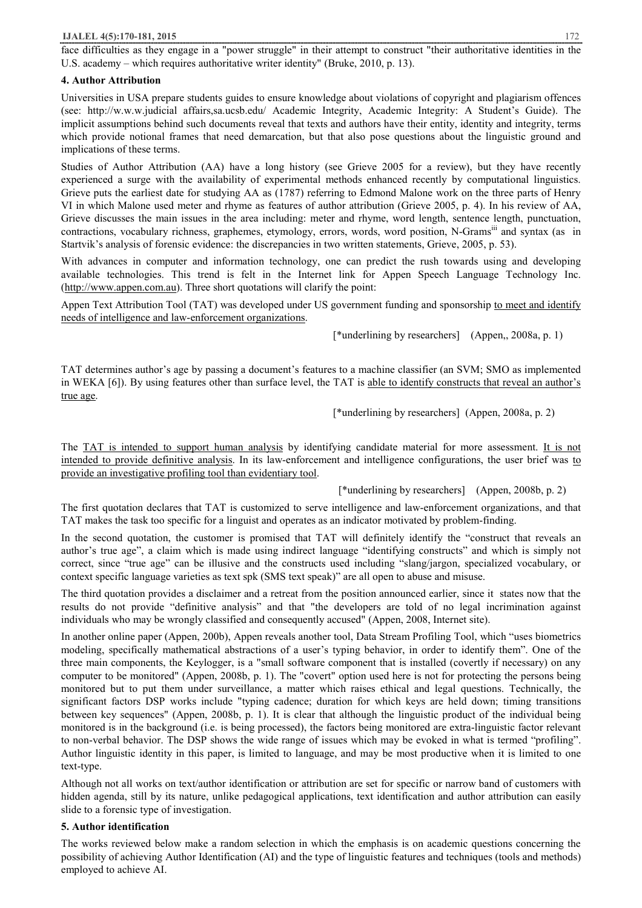face difficulties as they engage in a "power struggle" in their attempt to construct "their authoritative identities in the U.S. academy – which requires authoritative writer identity" (Bruke, 2010, p. 13).

## 4. Author Attribution

Universities in USA prepare students guides to ensure knowledge about violations of copyright and plagiarism offences (see: http://w.w.w.judicial affairs,sa.ucsb.edu/ Academic Integrity, Academic Integrity: A Student's Guide). The implicit assumptions behind such documents reveal that texts and authors have their entity, identity and integrity, terms which provide notional frames that need demarcation, but that also pose questions about the linguistic ground and implications of these terms.

Studies of Author Attribution (AA) have a long history (see Grieve 2005 for a review), but they have recently experienced a surge with the availability of experimental methods enhanced recently by computational linguistics. Grieve puts the earliest date for studying AA as (1787) referring to Edmond Malone work on the three parts of Henry VI in which Malone used meter and rhyme as features of author attribution (Grieve 2005, p. 4). In his review of AA, Grieve discusses the main issues in the area including: meter and rhyme, word length, sentence length, punctuation, contractions, vocabulary richness, graphemes, etymology, errors, words, word position, N-Grams[iii] and syntax (as in Startvik's analysis of forensic evidence: the discrepancies in two written statements, Grieve, 2005, p. 53).

With advances in computer and information technology, one can predict the rush towards using and developing available technologies. This trend is felt in the Internet link for Appen Speech Language Technology Inc. (http://www.appen.com.au). Three short quotations will clarify the point:

Appen Text Attribution Tool (TAT) was developed under US government funding and sponsorship <u>to meet and identify needs of intelligence and law-enforcement organizations</u>.

[*underlining by researchers] (Appen,, 2008a, p. 1)

TAT determines author's age by passing a document's features to a machine classifier (an SVM; SMO as implemented in WEKA [6]). By using features other than surface level, the TAT is <u>able to identify constructs that reveal an author's true age</u>.

[*underlining by researchers] (Appen, 2008a, p. 2)

The <u>TAT is intended to support human analysis</u> by identifying candidate material for more assessment. <u>It is not intended to provide definitive analysis</u>. In its law-enforcement and intelligence configurations, the user brief was <u>to provide an investigative profiling tool than evidentiary tool</u>.

[*underlining by researchers] (Appen, 2008b, p. 2)

The first quotation declares that TAT is customized to serve intelligence and law-enforcement organizations, and that TAT makes the task too specific for a linguist and operates as an indicator motivated by problem-finding.

In the second quotation, the customer is promised that TAT will definitely identify the "construct that reveals an author's true age", a claim which is made using indirect language "identifying constructs" and which is simply not correct, since "true age" can be illusive and the constructs used including "slang/jargon, specialized vocabulary, or context specific language varieties as text spk (SMS text speak)" are all open to abuse and misuse.

The third quotation provides a disclaimer and a retreat from the position announced earlier, since it states now that the results do not provide "definitive analysis" and that "the developers are told of no legal incrimination against individuals who may be wrongly classified and consequently accused" (Appen, 2008, Internet site).

In another online paper (Appen, 200b), Appen reveals another tool, Data Stream Profiling Tool, which "uses biometrics modeling, specifically mathematical abstractions of a user's typing behavior, in order to identify them". One of the three main components, the Keylogger, is a "small software component that is installed (covertly if necessary) on any computer to be monitored" (Appen, 2008b, p. 1). The "covert" option used here is not for protecting the persons being monitored but to put them under surveillance, a matter which raises ethical and legal questions. Technically, the significant factors DSP works include "typing cadence; duration for which keys are held down; timing transitions between key sequences" (Appen, 2008b, p. 1). It is clear that although the linguistic product of the individual being monitored is in the background (i.e. is being processed), the factors being monitored are extra-linguistic factor relevant to non-verbal behavior. The DSP shows the wide range of issues which may be evoked in what is termed "profiling". Author linguistic identity in this paper, is limited to language, and may be most productive when it is limited to one text-type.

Although not all works on text/author identification or attribution are set for specific or narrow band of customers with hidden agenda, still by its nature, unlike pedagogical applications, text identification and author attribution can easily slide to a forensic type of investigation.

## 5. Author identification

The works reviewed below make a random selection in which the emphasis is on academic questions concerning the possibility of achieving Author Identification (AI) and the type of linguistic features and techniques (tools and methods) employed to achieve AI.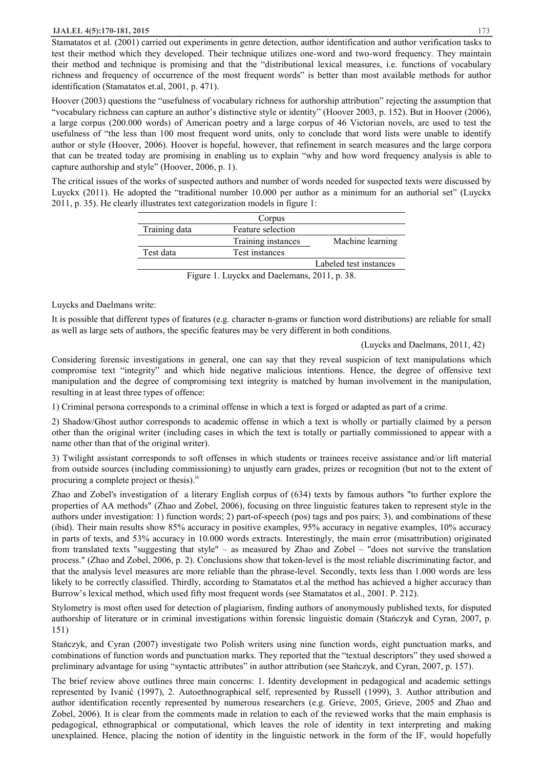Stamatatos et al. (2001) carried out experiments in genre detection, author identification and author verification tasks to test their method which they developed. Their technique utilizes one-word and two-word frequency. They maintain their method and technique is promising and that the "distributional lexical measures, i.e. functions of vocabulary richness and frequency of occurrence of the most frequent words" is better than most available methods for author identification (Stamatatos et.al, 2001, p. 471).

Hoover (2003) questions the "usefulness of vocabulary richness for authorship attribution" rejecting the assumption that "vocabulary richness can capture an author's distinctive style or identity" (Hoover 2003, p. 152). But in Hoover (2006), a large corpus (200.000 words) of American poetry and a large corpus of 46 Victorian novels, are used to test the usefulness of "the less than 100 most frequent word units, only to conclude that word lists were unable to identify author or style (Hoover, 2006). Hoover is hopeful, however, that refinement in search measures and the large corpora that can be treated today are promising in enabling us to explain "why and how word frequency analysis is able to capture authorship and style" (Hoover, 2006, p. 1).

The critical issues of the works of suspected authors and number of words needed for suspected texts were discussed by Luyckx (2011). He adopted the "traditional number 10.000 per author as a minimum for an authorial set" (Luyckx 2011, p. 35). He clearly illustrates text categorization models in figure 1:

| | Corpus | |
|---|---|---|
| Training data | Feature selection | |
| | Training instances | Machine learning |
| Test data | Test instances | |
| | | Labeled test instances |

Figure 1. Luyckx and Daelemans, 2011, p. 38.

Luycks and Daelmans write:

It is possible that different types of features (e.g. character n-grams or function word distributions) are reliable for small as well as large sets of authors, the specific features may be very different in both conditions.

(Luycks and Daelmans, 2011, 42)

Considering forensic investigations in general, one can say that they reveal suspicion of text manipulations which compromise text "integrity" and which hide negative malicious intentions. Hence, the degree of offensive text manipulation and the degree of compromising text integrity is matched by human involvement in the manipulation, resulting in at least three types of offence:

1) Criminal persona corresponds to a criminal offense in which a text is forged or adapted as part of a crime.

2) Shadow/Ghost author corresponds to academic offense in which a text is wholly or partially claimed by a person other than the original writer (including cases in which the text is totally or partially commissioned to appear with a name other than that of the original writer).

3) Twilight assistant corresponds to soft offenses in which students or trainees receive assistance and/or lift material from outside sources (including commissioning) to unjustly earn grades, prizes or recognition (but not to the extent of procuring a complete project or thesis).[iv]

Zhao and Zobel's investigation of a literary English corpus of (634) texts by famous authors "to further explore the properties of AA methods" (Zhao and Zobel, 2006), focusing on three linguistic features taken to represent style in the authors under investigation: 1) function words; 2) part-of-speech (pos) tags and pos pairs; 3), and combinations of these (ibid). Their main results show 85% accuracy in positive examples, 95% accuracy in negative examples, 10% accuracy in parts of texts, and 53% accuracy in 10.000 words extracts. Interestingly, the main error (misattribution) originated from translated texts "suggesting that style" – as measured by Zhao and Zobel – "does not survive the translation process." (Zhao and Zobel, 2006, p. 2). Conclusions show that token-level is the most reliable discriminating factor, and that the analysis level measures are more reliable than the phrase-level. Secondly, texts less than 1.000 words are less likely to be correctly classified. Thirdly, according to Stamatatos et.al the method has achieved a higher accuracy than Burrow's lexical method, which used fifty most frequent words (see Stamatatos et al., 2001. P. 212).

Stylometry is most often used for detection of plagiarism, finding authors of anonymously published texts, for disputed authorship of literature or in criminal investigations within forensic linguistic domain (Stańczyk and Cyran, 2007, p. 151)

Stańczyk, and Cyran (2007) investigate two Polish writers using nine function words, eight punctuation marks, and combinations of function words and punctuation marks. They reported that the "textual descriptors" they used showed a preliminary advantage for using "syntactic attributes" in author attribution (see Stańczyk, and Cyran, 2007, p. 157).

The brief review above outlines three main concerns: 1. Identity development in pedagogical and academic settings represented by Ivanić (1997), 2. Autoethnographical self, represented by Russell (1999), 3. Author attribution and author identification recently represented by numerous researchers (e.g. Grieve, 2005, Grieve, 2005 and Zhao and Zobel, 2006). It is clear from the comments made in relation to each of the reviewed works that the main emphasis is pedagogical, ethnographical or computational, which leaves the role of identity in text interpreting and making unexplained. Hence, placing the notion of identity in the linguistic network in the form of the IF, would hopefully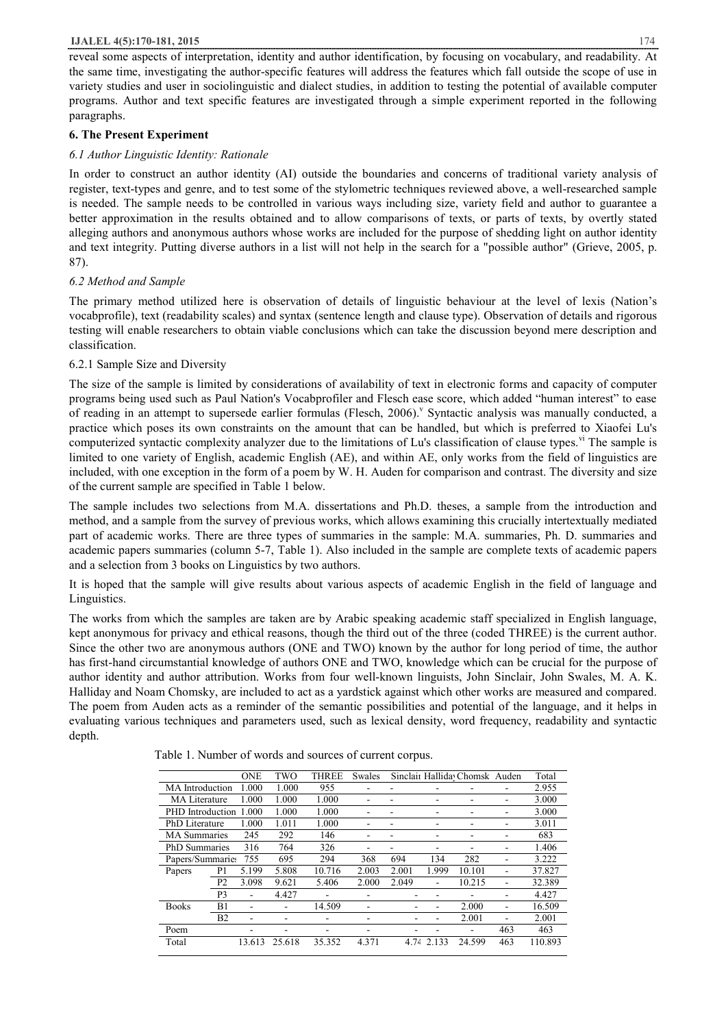reveal some aspects of interpretation, identity and author identification, by focusing on vocabulary, and readability. At the same time, investigating the author-specific features will address the features which fall outside the scope of use in variety studies and user in sociolinguistic and dialect studies, in addition to testing the potential of available computer programs. Author and text specific features are investigated through a simple experiment reported in the following paragraphs.

## 6. The Present Experiment

### *6.1 Author Linguistic Identity: Rationale*

In order to construct an author identity (AI) outside the boundaries and concerns of traditional variety analysis of register, text-types and genre, and to test some of the stylometric techniques reviewed above, a well-researched sample is needed. The sample needs to be controlled in various ways including size, variety field and author to guarantee a better approximation in the results obtained and to allow comparisons of texts, or parts of texts, by overtly stated alleging authors and anonymous authors whose works are included for the purpose of shedding light on author identity and text integrity. Putting diverse authors in a list will not help in the search for a "possible author" (Grieve, 2005, p. 87).

### *6.2 Method and Sample*

The primary method utilized here is observation of details of linguistic behaviour at the level of lexis (Nation's vocabprofile), text (readability scales) and syntax (sentence length and clause type). Observation of details and rigorous testing will enable researchers to obtain viable conclusions which can take the discussion beyond mere description and classification.

#### 6.2.1 Sample Size and Diversity

The size of the sample is limited by considerations of availability of text in electronic forms and capacity of computer programs being used such as Paul Nation's Vocabprofiler and Flesch ease score, which added "human interest" to ease of reading in an attempt to supersede earlier formulas (Flesch, 2006).[v] Syntactic analysis was manually conducted, a practice which poses its own constraints on the amount that can be handled, but which is preferred to Xiaofei Lu's computerized syntactic complexity analyzer due to the limitations of Lu's classification of clause types.[vi] The sample is limited to one variety of English, academic English (AE), and within AE, only works from the field of linguistics are included, with one exception in the form of a poem by W. H. Auden for comparison and contrast. The diversity and size of the current sample are specified in Table 1 below.

The sample includes two selections from M.A. dissertations and Ph.D. theses, a sample from the introduction and method, and a sample from the survey of previous works, which allows examining this crucially intertextually mediated part of academic works. There are three types of summaries in the sample: M.A. summaries, Ph. D. summaries and academic papers summaries (column 5-7, Table 1). Also included in the sample are complete texts of academic papers and a selection from 3 books on Linguistics by two authors.

It is hoped that the sample will give results about various aspects of academic English in the field of language and Linguistics.

The works from which the samples are taken are by Arabic speaking academic staff specialized in English language, kept anonymous for privacy and ethical reasons, though the third out of the three (coded THREE) is the current author. Since the other two are anonymous authors (ONE and TWO) known by the author for long period of time, the author has first-hand circumstantial knowledge of authors ONE and TWO, knowledge which can be crucial for the purpose of author identity and author attribution. Works from four well-known linguists, John Sinclair, John Swales, M. A. K. Halliday and Noam Chomsky, are included to act as a yardstick against which other works are measured and compared. The poem from Auden acts as a reminder of the semantic possibilities and potential of the language, and it helps in evaluating various techniques and parameters used, such as lexical density, word frequency, readability and syntactic depth.

Table 1. Number of words and sources of current corpus.

| | | ONE | TWO | THREE | Swales | Sinclair | Halliday | Chomsky | Auden | Total |
|---|---|---|---|---|---|---|---|---|---|---|
| MA Introduction | | 1.000 | 1.000 | 955 | - | - | - | - | - | 2.955 |
| MA Literature | | 1.000 | 1.000 | 1.000 | - | - | - | - | - | 3.000 |
| PHD Introduction | | 1.000 | 1.000 | 1.000 | - | - | - | - | - | 3.000 |
| PhD Literature | | 1.000 | 1.011 | 1.000 | - | - | - | - | - | 3.011 |
| MA Summaries | | 245 | 292 | 146 | - | - | - | - | - | 683 |
| PhD Summaries | | 316 | 764 | 326 | - | - | - | - | - | 1.406 |
| Papers/Summaries | | 755 | 695 | 294 | 368 | 694 | 134 | 282 | - | 3.222 |
| Papers | P1 | 5.199 | 5.808 | 10.716 | 2.003 | 2.001 | 1.999 | 10.101 | - | 37.827 |
| | P2 | 3.098 | 9.621 | 5.406 | 2.000 | 2.049 | - | 10.215 | - | 32.389 |
| | P3 | - | 4.427 | - | - | - | - | - | - | 4.427 |
| Books | B1 | - | - | 14.509 | - | - | - | 2.000 | - | 16.509 |
| | B2 | - | - | - | - | - | - | 2.001 | - | 2.001 |
| Poem | | - | - | - | - | - | - | - | 463 | 463 |
| Total | | 13.613 | 25.618 | 35.352 | 4.371 | 4.74 | 2.133 | 24.599 | 463 | 110.893 |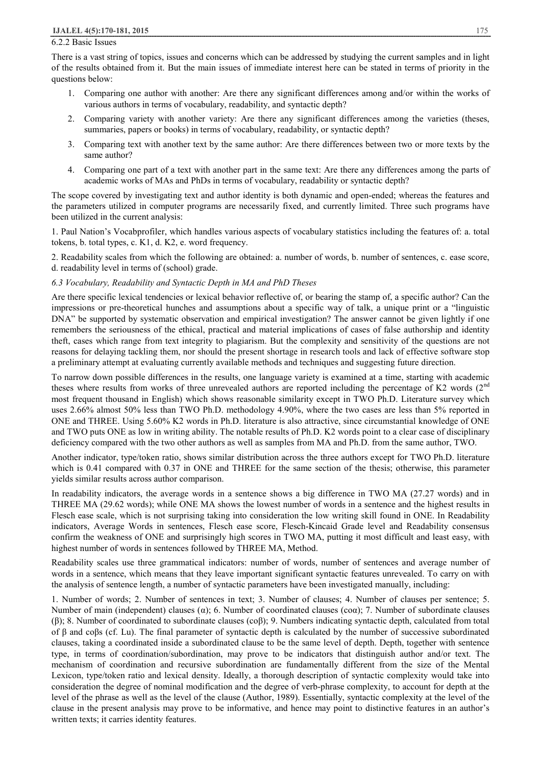### 6.2.2 Basic Issues

There is a vast string of topics, issues and concerns which can be addressed by studying the current samples and in light of the results obtained from it. But the main issues of immediate interest here can be stated in terms of priority in the questions below:

1. Comparing one author with another: Are there any significant differences among and/or within the works of various authors in terms of vocabulary, readability, and syntactic depth?
2. Comparing variety with another variety: Are there any significant differences among the varieties (theses, summaries, papers or books) in terms of vocabulary, readability, or syntactic depth?
3. Comparing text with another text by the same author: Are there differences between two or more texts by the same author?
4. Comparing one part of a text with another part in the same text: Are there any differences among the parts of academic works of MAs and PhDs in terms of vocabulary, readability or syntactic depth?

The scope covered by investigating text and author identity is both dynamic and open-ended; whereas the features and the parameters utilized in computer programs are necessarily fixed, and currently limited. Three such programs have been utilized in the current analysis:

1. Paul Nation's Vocabprofiler, which handles various aspects of vocabulary statistics including the features of: a. total tokens, b. total types, c. K1, d. K2, e. word frequency.

2. Readability scales from which the following are obtained: a. number of words, b. number of sentences, c. ease score, d. readability level in terms of (school) grade.

### *6.3 Vocabulary, Readability and Syntactic Depth in MA and PhD Theses*

Are there specific lexical tendencies or lexical behavior reflective of, or bearing the stamp of, a specific author? Can the impressions or pre-theoretical hunches and assumptions about a specific way of talk, a unique print or a "linguistic DNA" be supported by systematic observation and empirical investigation? The answer cannot be given lightly if one remembers the seriousness of the ethical, practical and material implications of cases of false authorship and identity theft, cases which range from text integrity to plagiarism. But the complexity and sensitivity of the questions are not reasons for delaying tackling them, nor should the present shortage in research tools and lack of effective software stop a preliminary attempt at evaluating currently available methods and techniques and suggesting future direction.

To narrow down possible differences in the results, one language variety is examined at a time, starting with academic theses where results from works of three unrevealed authors are reported including the percentage of K2 words (2nd most frequent thousand in English) which shows reasonable similarity except in TWO Ph.D. Literature survey which uses 2.66% almost 50% less than TWO Ph.D. methodology 4.90%, where the two cases are less than 5% reported in ONE and THREE. Using 5.60% K2 words in Ph.D. literature is also attractive, since circumstantial knowledge of ONE and TWO puts ONE as low in writing ability. The notable results of Ph.D. K2 words point to a clear case of disciplinary deficiency compared with the two other authors as well as samples from MA and Ph.D. from the same author, TWO.

Another indicator, type/token ratio, shows similar distribution across the three authors except for TWO Ph.D. literature which is 0.41 compared with 0.37 in ONE and THREE for the same section of the thesis; otherwise, this parameter yields similar results across author comparison.

In readability indicators, the average words in a sentence shows a big difference in TWO MA (27.27 words) and in THREE MA (29.62 words); while ONE MA shows the lowest number of words in a sentence and the highest results in Flesch ease scale, which is not surprising taking into consideration the low writing skill found in ONE. In Readability indicators, Average Words in sentences, Flesch ease score, Flesch-Kincaid Grade level and Readability consensus confirm the weakness of ONE and surprisingly high scores in TWO MA, putting it most difficult and least easy, with highest number of words in sentences followed by THREE MA, Method.

Readability scales use three grammatical indicators: number of words, number of sentences and average number of words in a sentence, which means that they leave important significant syntactic features unrevealed. To carry on with the analysis of sentence length, a number of syntactic parameters have been investigated manually, including:

1. Number of words; 2. Number of sentences in text; 3. Number of clauses; 4. Number of clauses per sentence; 5. Number of main (independent) clauses (α); 6. Number of coordinated clauses (coα); 7. Number of subordinate clauses (β); 8. Number of coordinated to subordinate clauses (coβ); 9. Numbers indicating syntactic depth, calculated from total of β and coβs (cf. Lu). The final parameter of syntactic depth is calculated by the number of successive subordinated clauses, taking a coordinated inside a subordinated clause to be the same level of depth. Depth, together with sentence type, in terms of coordination/subordination, may prove to be indicators that distinguish author and/or text. The mechanism of coordination and recursive subordination are fundamentally different from the size of the Mental Lexicon, type/token ratio and lexical density. Ideally, a thorough description of syntactic complexity would take into consideration the degree of nominal modification and the degree of verb-phrase complexity, to account for depth at the level of the phrase as well as the level of the clause (Author, 1989). Essentially, syntactic complexity at the level of the clause in the present analysis may prove to be informative, and hence may point to distinctive features in an author's written texts; it carries identity features.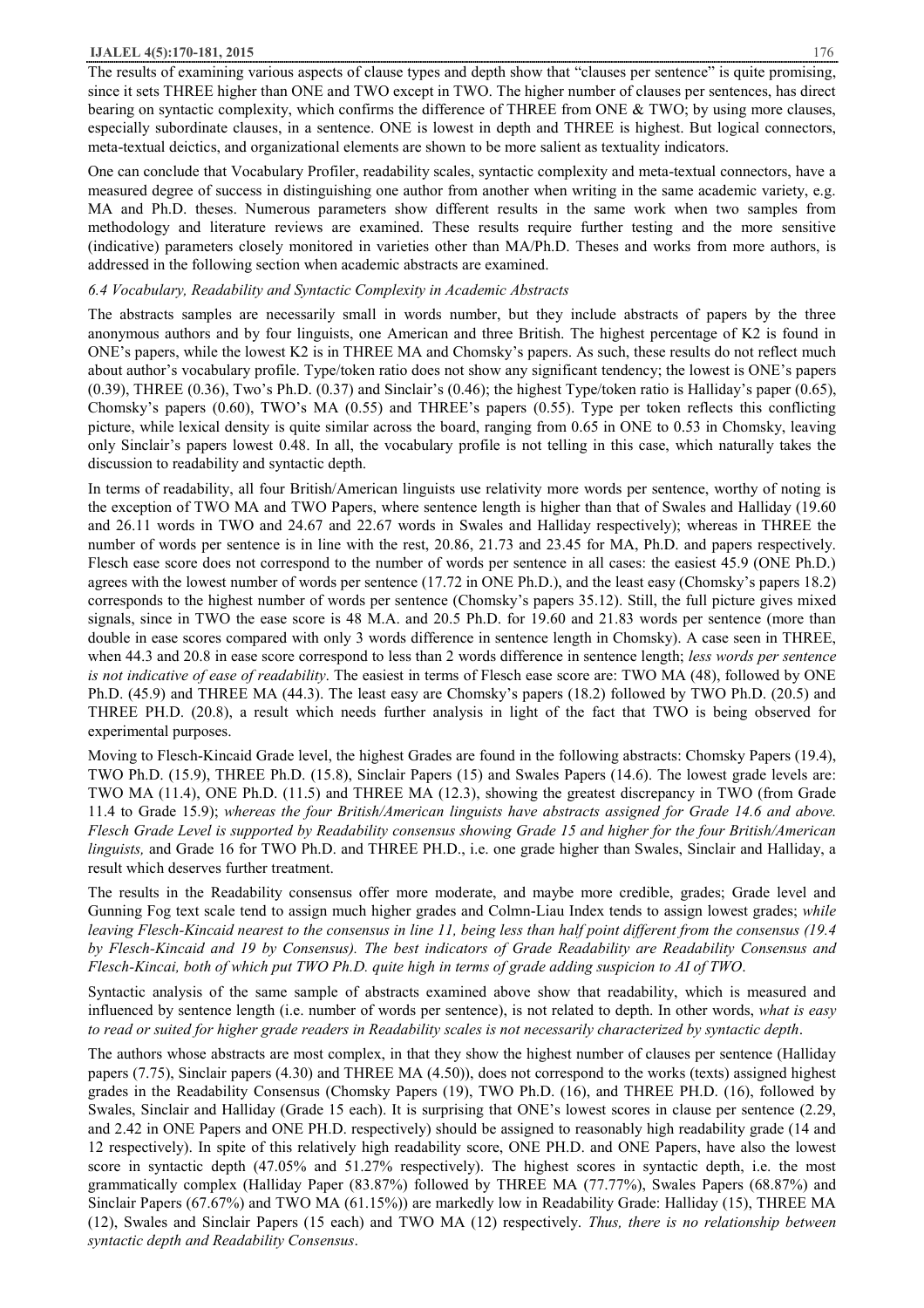The results of examining various aspects of clause types and depth show that "clauses per sentence" is quite promising, since it sets THREE higher than ONE and TWO except in TWO. The higher number of clauses per sentences, has direct bearing on syntactic complexity, which confirms the difference of THREE from ONE & TWO; by using more clauses, especially subordinate clauses, in a sentence. ONE is lowest in depth and THREE is highest. But logical connectors, meta-textual deictics, and organizational elements are shown to be more salient as textuality indicators.

One can conclude that Vocabulary Profiler, readability scales, syntactic complexity and meta-textual connectors, have a measured degree of success in distinguishing one author from another when writing in the same academic variety, e.g. MA and Ph.D. theses. Numerous parameters show different results in the same work when two samples from methodology and literature reviews are examined. These results require further testing and the more sensitive (indicative) parameters closely monitored in varieties other than MA/Ph.D. Theses and works from more authors, is addressed in the following section when academic abstracts are examined.

### *6.4 Vocabulary, Readability and Syntactic Complexity in Academic Abstracts*

The abstracts samples are necessarily small in words number, but they include abstracts of papers by the three anonymous authors and by four linguists, one American and three British. The highest percentage of K2 is found in ONE's papers, while the lowest K2 is in THREE MA and Chomsky's papers. As such, these results do not reflect much about author's vocabulary profile. Type/token ratio does not show any significant tendency; the lowest is ONE's papers (0.39), THREE (0.36), Two's Ph.D. (0.37) and Sinclair's (0.46); the highest Type/token ratio is Halliday's paper (0.65), Chomsky's papers (0.60), TWO's MA (0.55) and THREE's papers (0.55). Type per token reflects this conflicting picture, while lexical density is quite similar across the board, ranging from 0.65 in ONE to 0.53 in Chomsky, leaving only Sinclair's papers lowest 0.48. In all, the vocabulary profile is not telling in this case, which naturally takes the discussion to readability and syntactic depth.

In terms of readability, all four British/American linguists use relativity more words per sentence, worthy of noting is the exception of TWO MA and TWO Papers, where sentence length is higher than that of Swales and Halliday (19.60 and 26.11 words in TWO and 24.67 and 22.67 words in Swales and Halliday respectively); whereas in THREE the number of words per sentence is in line with the rest, 20.86, 21.73 and 23.45 for MA, Ph.D. and papers respectively. Flesch ease score does not correspond to the number of words per sentence in all cases: the easiest 45.9 (ONE Ph.D.) agrees with the lowest number of words per sentence (17.72 in ONE Ph.D.), and the least easy (Chomsky's papers 18.2) corresponds to the highest number of words per sentence (Chomsky's papers 35.12). Still, the full picture gives mixed signals, since in TWO the ease score is 48 M.A. and 20.5 Ph.D. for 19.60 and 21.83 words per sentence (more than double in ease scores compared with only 3 words difference in sentence length in Chomsky). A case seen in THREE, when 44.3 and 20.8 in ease score correspond to less than 2 words difference in sentence length; *less words per sentence is not indicative of ease of readability*. The easiest in terms of Flesch ease score are: TWO MA (48), followed by ONE Ph.D. (45.9) and THREE MA (44.3). The least easy are Chomsky's papers (18.2) followed by TWO Ph.D. (20.5) and THREE PH.D. (20.8), a result which needs further analysis in light of the fact that TWO is being observed for experimental purposes.

Moving to Flesch-Kincaid Grade level, the highest Grades are found in the following abstracts: Chomsky Papers (19.4), TWO Ph.D. (15.9), THREE Ph.D. (15.8), Sinclair Papers (15) and Swales Papers (14.6). The lowest grade levels are: TWO MA (11.4), ONE Ph.D. (11.5) and THREE MA (12.3), showing the greatest discrepancy in TWO (from Grade 11.4 to Grade 15.9); *whereas the four British/American linguists have abstracts assigned for Grade 14.6 and above. Flesch Grade Level is supported by Readability consensus showing Grade 15 and higher for the four British/American linguists,* and Grade 16 for TWO Ph.D. and THREE PH.D., i.e. one grade higher than Swales, Sinclair and Halliday, a result which deserves further treatment.

The results in the Readability consensus offer more moderate, and maybe more credible, grades; Grade level and Gunning Fog text scale tend to assign much higher grades and Colmn-Liau Index tends to assign lowest grades; *while leaving Flesch-Kincaid nearest to the consensus in line 11, being less than half point different from the consensus (19.4 by Flesch-Kincaid and 19 by Consensus). The best indicators of Grade Readability are Readability Consensus and Flesch-Kincai, both of which put TWO Ph.D. quite high in terms of grade adding suspicion to AI of TWO*.

Syntactic analysis of the same sample of abstracts examined above show that readability, which is measured and influenced by sentence length (i.e. number of words per sentence), is not related to depth. In other words, *what is easy to read or suited for higher grade readers in Readability scales is not necessarily characterized by syntactic depth*.

The authors whose abstracts are most complex, in that they show the highest number of clauses per sentence (Halliday papers (7.75), Sinclair papers (4.30) and THREE MA (4.50)), does not correspond to the works (texts) assigned highest grades in the Readability Consensus (Chomsky Papers (19), TWO Ph.D. (16), and THREE PH.D. (16), followed by Swales, Sinclair and Halliday (Grade 15 each). It is surprising that ONE's lowest scores in clause per sentence (2.29, and 2.42 in ONE Papers and ONE PH.D. respectively) should be assigned to reasonably high readability grade (14 and 12 respectively). In spite of this relatively high readability score, ONE PH.D. and ONE Papers, have also the lowest score in syntactic depth (47.05% and 51.27% respectively). The highest scores in syntactic depth, i.e. the most grammatically complex (Halliday Paper (83.87%) followed by THREE MA (77.77%), Swales Papers (68.87%) and Sinclair Papers (67.67%) and TWO MA (61.15%)) are markedly low in Readability Grade: Halliday (15), THREE MA (12), Swales and Sinclair Papers (15 each) and TWO MA (12) respectively. *Thus, there is no relationship between syntactic depth and Readability Consensus*.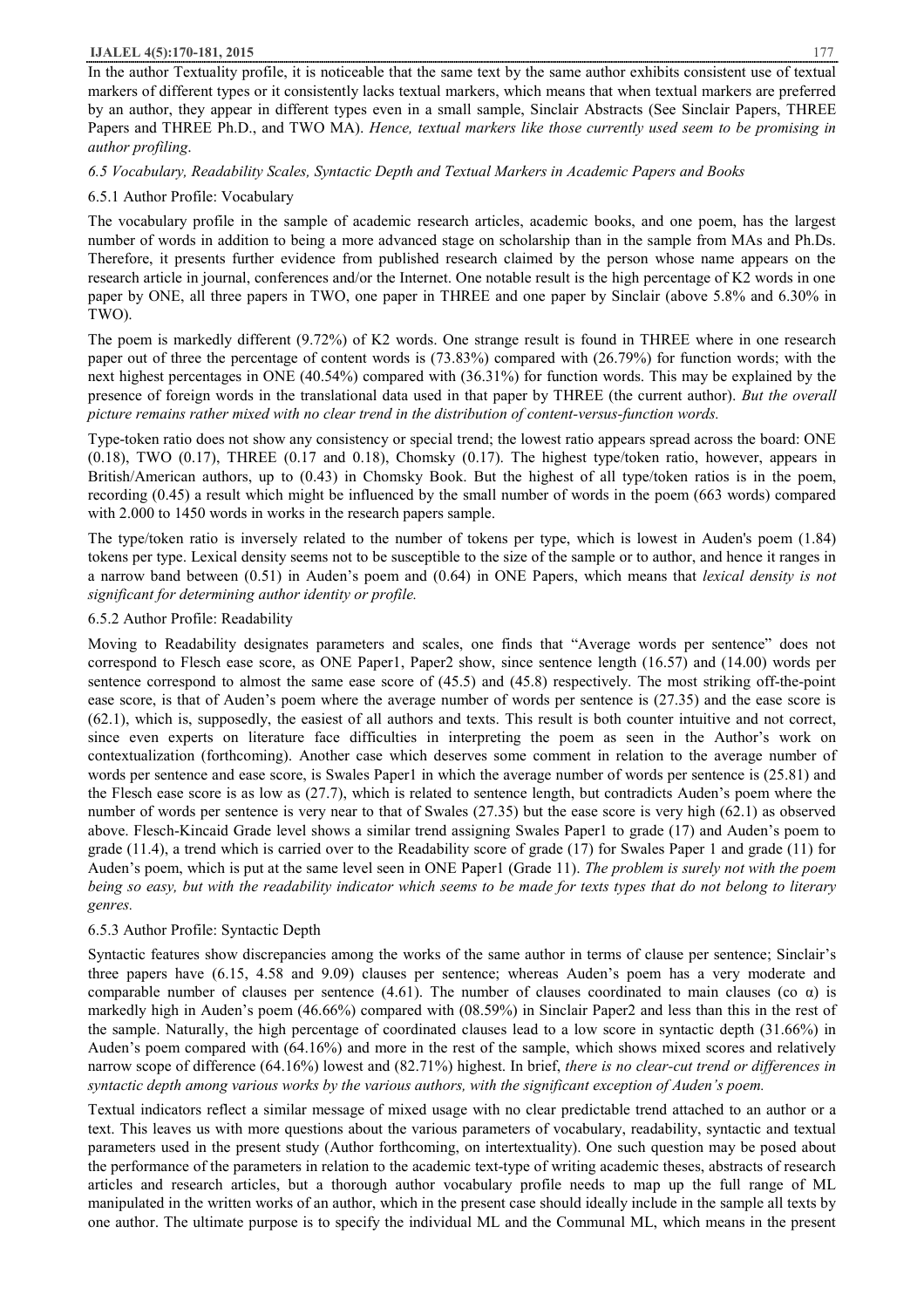In the author Textuality profile, it is noticeable that the same text by the same author exhibits consistent use of textual markers of different types or it consistently lacks textual markers, which means that when textual markers are preferred by an author, they appear in different types even in a small sample, Sinclair Abstracts (See Sinclair Papers, THREE Papers and THREE Ph.D., and TWO MA). *Hence, textual markers like those currently used seem to be promising in author profiling*.

*6.5 Vocabulary, Readability Scales, Syntactic Depth and Textual Markers in Academic Papers and Books*

6.5.1 Author Profile: Vocabulary

The vocabulary profile in the sample of academic research articles, academic books, and one poem, has the largest number of words in addition to being a more advanced stage on scholarship than in the sample from MAs and Ph.Ds. Therefore, it presents further evidence from published research claimed by the person whose name appears on the research article in journal, conferences and/or the Internet. One notable result is the high percentage of K2 words in one paper by ONE, all three papers in TWO, one paper in THREE and one paper by Sinclair (above 5.8% and 6.30% in TWO).

The poem is markedly different (9.72%) of K2 words. One strange result is found in THREE where in one research paper out of three the percentage of content words is (73.83%) compared with (26.79%) for function words; with the next highest percentages in ONE (40.54%) compared with (36.31%) for function words. This may be explained by the presence of foreign words in the translational data used in that paper by THREE (the current author). *But the overall picture remains rather mixed with no clear trend in the distribution of content-versus-function words.*

Type-token ratio does not show any consistency or special trend; the lowest ratio appears spread across the board: ONE (0.18), TWO (0.17), THREE (0.17 and 0.18), Chomsky (0.17). The highest type/token ratio, however, appears in British/American authors, up to (0.43) in Chomsky Book. But the highest of all type/token ratios is in the poem, recording (0.45) a result which might be influenced by the small number of words in the poem (663 words) compared with 2.000 to 1450 words in works in the research papers sample.

The type/token ratio is inversely related to the number of tokens per type, which is lowest in Auden's poem (1.84) tokens per type. Lexical density seems not to be susceptible to the size of the sample or to author, and hence it ranges in a narrow band between (0.51) in Auden's poem and (0.64) in ONE Papers, which means that *lexical density is not significant for determining author identity or profile.*

6.5.2 Author Profile: Readability

Moving to Readability designates parameters and scales, one finds that "Average words per sentence" does not correspond to Flesch ease score, as ONE Paper1, Paper2 show, since sentence length (16.57) and (14.00) words per sentence correspond to almost the same ease score of (45.5) and (45.8) respectively. The most striking off-the-point ease score, is that of Auden's poem where the average number of words per sentence is (27.35) and the ease score is (62.1), which is, supposedly, the easiest of all authors and texts. This result is both counter intuitive and not correct, since even experts on literature face difficulties in interpreting the poem as seen in the Author's work on contextualization (forthcoming). Another case which deserves some comment in relation to the average number of words per sentence and ease score, is Swales Paper1 in which the average number of words per sentence is (25.81) and the Flesch ease score is as low as (27.7), which is related to sentence length, but contradicts Auden's poem where the number of words per sentence is very near to that of Swales (27.35) but the ease score is very high (62.1) as observed above. Flesch-Kincaid Grade level shows a similar trend assigning Swales Paper1 to grade (17) and Auden's poem to grade (11.4), a trend which is carried over to the Readability score of grade (17) for Swales Paper 1 and grade (11) for Auden's poem, which is put at the same level seen in ONE Paper1 (Grade 11). *The problem is surely not with the poem being so easy, but with the readability indicator which seems to be made for texts types that do not belong to literary genres.*

6.5.3 Author Profile: Syntactic Depth

Syntactic features show discrepancies among the works of the same author in terms of clause per sentence; Sinclair's three papers have (6.15, 4.58 and 9.09) clauses per sentence; whereas Auden's poem has a very moderate and comparable number of clauses per sentence (4.61). The number of clauses coordinated to main clauses (co α) is markedly high in Auden's poem (46.66%) compared with (08.59%) in Sinclair Paper2 and less than this in the rest of the sample. Naturally, the high percentage of coordinated clauses lead to a low score in syntactic depth (31.66%) in Auden's poem compared with (64.16%) and more in the rest of the sample, which shows mixed scores and relatively narrow scope of difference (64.16%) lowest and (82.71%) highest. In brief, *there is no clear-cut trend or differences in syntactic depth among various works by the various authors, with the significant exception of Auden's poem.*

Textual indicators reflect a similar message of mixed usage with no clear predictable trend attached to an author or a text. This leaves us with more questions about the various parameters of vocabulary, readability, syntactic and textual parameters used in the present study (Author forthcoming, on intertextuality). One such question may be posed about the performance of the parameters in relation to the academic text-type of writing academic theses, abstracts of research articles and research articles, but a thorough author vocabulary profile needs to map up the full range of ML manipulated in the written works of an author, which in the present case should ideally include in the sample all texts by one author. The ultimate purpose is to specify the individual ML and the Communal ML, which means in the present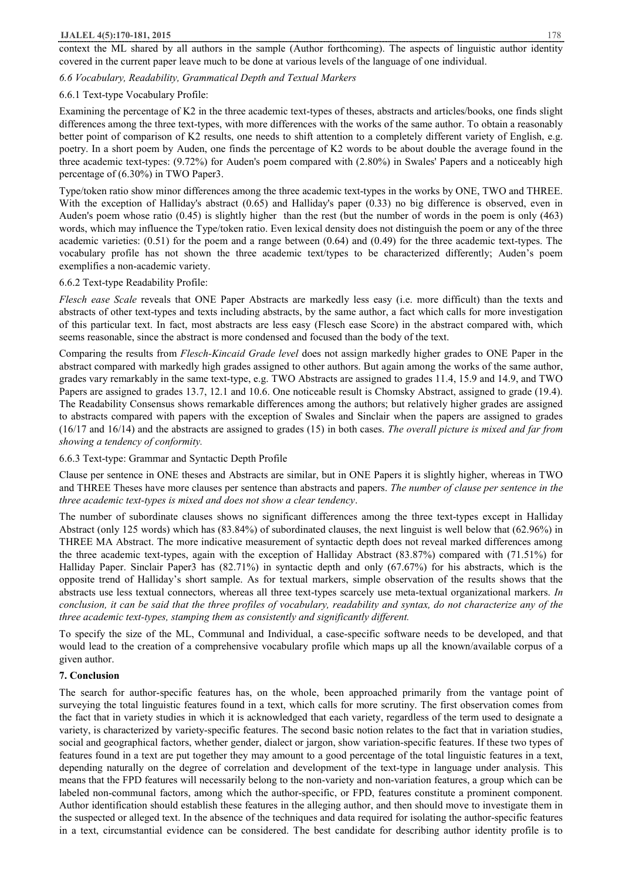context the ML shared by all authors in the sample (Author forthcoming). The aspects of linguistic author identity covered in the current paper leave much to be done at various levels of the language of one individual.

*6.6 Vocabulary, Readability, Grammatical Depth and Textual Markers*

6.6.1 Text-type Vocabulary Profile:

Examining the percentage of K2 in the three academic text-types of theses, abstracts and articles/books, one finds slight differences among the three text-types, with more differences with the works of the same author. To obtain a reasonably better point of comparison of K2 results, one needs to shift attention to a completely different variety of English, e.g. poetry. In a short poem by Auden, one finds the percentage of K2 words to be about double the average found in the three academic text-types: (9.72%) for Auden's poem compared with (2.80%) in Swales' Papers and a noticeably high percentage of (6.30%) in TWO Paper3.

Type/token ratio show minor differences among the three academic text-types in the works by ONE, TWO and THREE. With the exception of Halliday's abstract (0.65) and Halliday's paper (0.33) no big difference is observed, even in Auden's poem whose ratio (0.45) is slightly higher than the rest (but the number of words in the poem is only (463) words, which may influence the Type/token ratio. Even lexical density does not distinguish the poem or any of the three academic varieties: (0.51) for the poem and a range between (0.64) and (0.49) for the three academic text-types. The vocabulary profile has not shown the three academic text/types to be characterized differently; Auden's poem exemplifies a non-academic variety.

6.6.2 Text-type Readability Profile:

*Flesch ease Scale* reveals that ONE Paper Abstracts are markedly less easy (i.e. more difficult) than the texts and abstracts of other text-types and texts including abstracts, by the same author, a fact which calls for more investigation of this particular text. In fact, most abstracts are less easy (Flesch ease Score) in the abstract compared with, which seems reasonable, since the abstract is more condensed and focused than the body of the text.

Comparing the results from *Flesch-Kincaid Grade level* does not assign markedly higher grades to ONE Paper in the abstract compared with markedly high grades assigned to other authors. But again among the works of the same author, grades vary remarkably in the same text-type, e.g. TWO Abstracts are assigned to grades 11.4, 15.9 and 14.9, and TWO Papers are assigned to grades 13.7, 12.1 and 10.6. One noticeable result is Chomsky Abstract, assigned to grade (19.4). The Readability Consensus shows remarkable differences among the authors; but relatively higher grades are assigned to abstracts compared with papers with the exception of Swales and Sinclair when the papers are assigned to grades (16/17 and 16/14) and the abstracts are assigned to grades (15) in both cases. *The overall picture is mixed and far from showing a tendency of conformity.*

6.6.3 Text-type: Grammar and Syntactic Depth Profile

Clause per sentence in ONE theses and Abstracts are similar, but in ONE Papers it is slightly higher, whereas in TWO and THREE Theses have more clauses per sentence than abstracts and papers. *The number of clause per sentence in the three academic text-types is mixed and does not show a clear tendency*.

The number of subordinate clauses shows no significant differences among the three text-types except in Halliday Abstract (only 125 words) which has (83.84%) of subordinated clauses, the next linguist is well below that (62.96%) in THREE MA Abstract. The more indicative measurement of syntactic depth does not reveal marked differences among the three academic text-types, again with the exception of Halliday Abstract (83.87%) compared with (71.51%) for Halliday Paper. Sinclair Paper3 has (82.71%) in syntactic depth and only (67.67%) for his abstracts, which is the opposite trend of Halliday's short sample. As for textual markers, simple observation of the results shows that the abstracts use less textual connectors, whereas all three text-types scarcely use meta-textual organizational markers. *In conclusion, it can be said that the three profiles of vocabulary, readability and syntax, do not characterize any of the three academic text-types, stamping them as consistently and significantly different.*

To specify the size of the ML, Communal and Individual, a case-specific software needs to be developed, and that would lead to the creation of a comprehensive vocabulary profile which maps up all the known/available corpus of a given author.

## 7. Conclusion

The search for author-specific features has, on the whole, been approached primarily from the vantage point of surveying the total linguistic features found in a text, which calls for more scrutiny. The first observation comes from the fact that in variety studies in which it is acknowledged that each variety, regardless of the term used to designate a variety, is characterized by variety-specific features. The second basic notion relates to the fact that in variation studies, social and geographical factors, whether gender, dialect or jargon, show variation-specific features. If these two types of features found in a text are put together they may amount to a good percentage of the total linguistic features in a text, depending naturally on the degree of correlation and development of the text-type in language under analysis. This means that the FPD features will necessarily belong to the non-variety and non-variation features, a group which can be labeled non-communal factors, among which the author-specific, or FPD, features constitute a prominent component. Author identification should establish these features in the alleging author, and then should move to investigate them in the suspected or alleged text. In the absence of the techniques and data required for isolating the author-specific features in a text, circumstantial evidence can be considered. The best candidate for describing author identity profile is to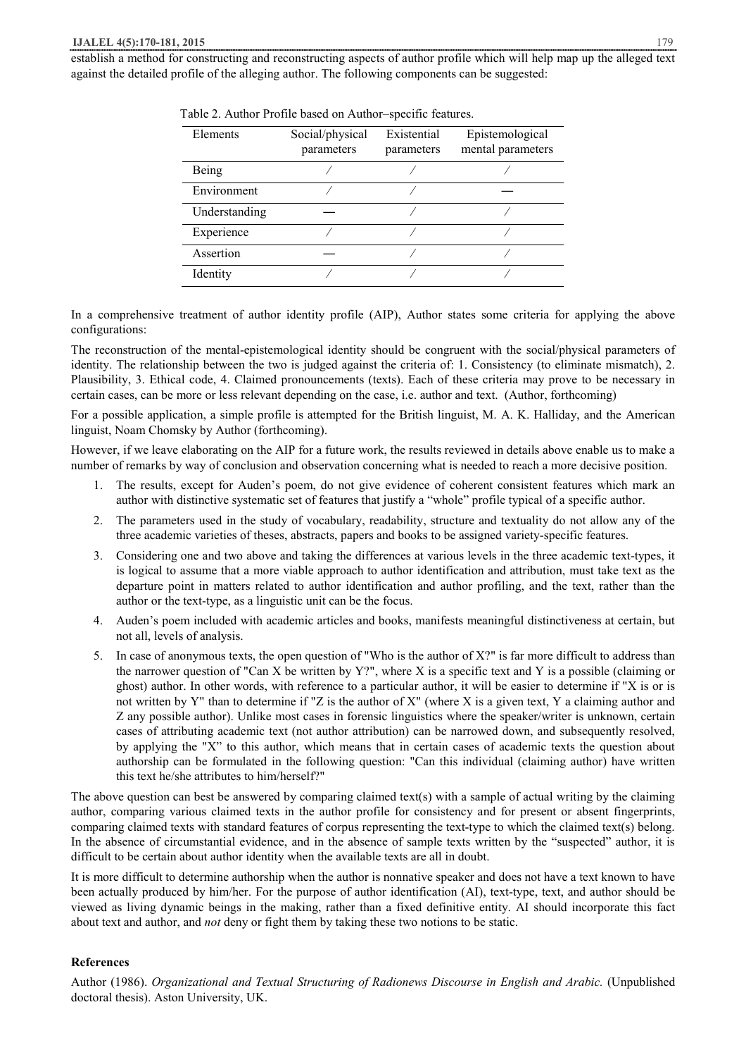establish a method for constructing and reconstructing aspects of author profile which will help map up the alleged text against the detailed profile of the alleging author. The following components can be suggested:

Table 2. Author Profile based on Author–specific features.

| Elements | Social/physical parameters | Existential parameters | Epistemological mental parameters |
|---|---|---|---|
| Being | / | / | / |
| Environment | / | / | — |
| Understanding | — | / | / |
| Experience | / | / | / |
| Assertion | — | / | / |
| Identity | / | / | / |

In a comprehensive treatment of author identity profile (AIP), Author states some criteria for applying the above configurations:

The reconstruction of the mental-epistemological identity should be congruent with the social/physical parameters of identity. The relationship between the two is judged against the criteria of: 1. Consistency (to eliminate mismatch), 2. Plausibility, 3. Ethical code, 4. Claimed pronouncements (texts). Each of these criteria may prove to be necessary in certain cases, can be more or less relevant depending on the case, i.e. author and text. (Author, forthcoming)

For a possible application, a simple profile is attempted for the British linguist, M. A. K. Halliday, and the American linguist, Noam Chomsky by Author (forthcoming).

However, if we leave elaborating on the AIP for a future work, the results reviewed in details above enable us to make a number of remarks by way of conclusion and observation concerning what is needed to reach a more decisive position.

1. The results, except for Auden's poem, do not give evidence of coherent consistent features which mark an author with distinctive systematic set of features that justify a "whole" profile typical of a specific author.
2. The parameters used in the study of vocabulary, readability, structure and textuality do not allow any of the three academic varieties of theses, abstracts, papers and books to be assigned variety-specific features.
3. Considering one and two above and taking the differences at various levels in the three academic text-types, it is logical to assume that a more viable approach to author identification and attribution, must take text as the departure point in matters related to author identification and author profiling, and the text, rather than the author or the text-type, as a linguistic unit can be the focus.
4. Auden's poem included with academic articles and books, manifests meaningful distinctiveness at certain, but not all, levels of analysis.
5. In case of anonymous texts, the open question of "Who is the author of X?" is far more difficult to address than the narrower question of "Can X be written by Y?", where X is a specific text and Y is a possible (claiming or ghost) author. In other words, with reference to a particular author, it will be easier to determine if "X is or is not written by Y" than to determine if "Z is the author of X" (where X is a given text, Y a claiming author and Z any possible author). Unlike most cases in forensic linguistics where the speaker/writer is unknown, certain cases of attributing academic text (not author attribution) can be narrowed down, and subsequently resolved, by applying the "X" to this author, which means that in certain cases of academic texts the question about authorship can be formulated in the following question: "Can this individual (claiming author) have written this text he/she attributes to him/herself?"

The above question can best be answered by comparing claimed text(s) with a sample of actual writing by the claiming author, comparing various claimed texts in the author profile for consistency and for present or absent fingerprints, comparing claimed texts with standard features of corpus representing the text-type to which the claimed text(s) belong. In the absence of circumstantial evidence, and in the absence of sample texts written by the "suspected" author, it is difficult to be certain about author identity when the available texts are all in doubt.

It is more difficult to determine authorship when the author is nonnative speaker and does not have a text known to have been actually produced by him/her. For the purpose of author identification (AI), text-type, text, and author should be viewed as living dynamic beings in the making, rather than a fixed definitive entity. AI should incorporate this fact about text and author, and *not* deny or fight them by taking these two notions to be static.

## References

Author (1986). *Organizational and Textual Structuring of Radionews Discourse in English and Arabic.* (Unpublished doctoral thesis). Aston University, UK.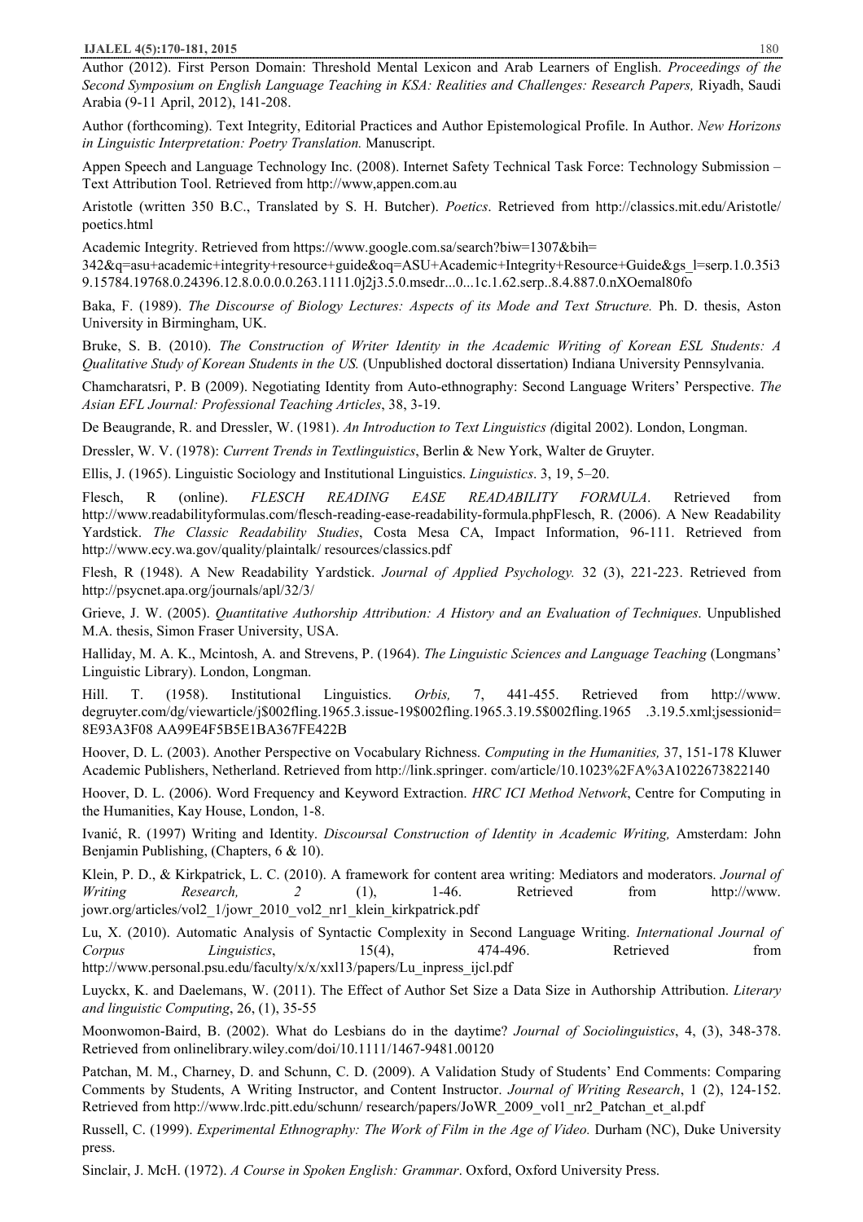Author (2012). First Person Domain: Threshold Mental Lexicon and Arab Learners of English. *Proceedings of the Second Symposium on English Language Teaching in KSA: Realities and Challenges: Research Papers,* Riyadh, Saudi Arabia (9-11 April, 2012), 141-208.

Author (forthcoming). Text Integrity, Editorial Practices and Author Epistemological Profile. In Author. *New Horizons in Linguistic Interpretation: Poetry Translation.* Manuscript.

Appen Speech and Language Technology Inc. (2008). Internet Safety Technical Task Force: Technology Submission – Text Attribution Tool. Retrieved from http://www,appen.com.au

Aristotle (written 350 B.C., Translated by S. H. Butcher). *Poetics*. Retrieved from http://classics.mit.edu/Aristotle/poetics.html

Academic Integrity. Retrieved from https://www.google.com.sa/search?biw=1307&bih=342&q=asu+academic+integrity+resource+guide&oq=ASU+Academic+Integrity+Resource+Guide&gs_l=serp.1.0.35i39.15784.19768.0.24396.12.8.0.0.0.0.263.1111.0j2j3.5.0.msedr...0...1c.1.62.serp..8.4.887.0.nXOemal80fo

Baka, F. (1989). *The Discourse of Biology Lectures: Aspects of its Mode and Text Structure.* Ph. D. thesis, Aston University in Birmingham, UK.

Bruke, S. B. (2010). *The Construction of Writer Identity in the Academic Writing of Korean ESL Students: A Qualitative Study of Korean Students in the US.* (Unpublished doctoral dissertation) Indiana University Pennsylvania.

Chamcharatsri, P. B (2009). Negotiating Identity from Auto-ethnography: Second Language Writers' Perspective. *The Asian EFL Journal: Professional Teaching Articles*, 38, 3-19.

De Beaugrande, R. and Dressler, W. (1981). *An Introduction to Text Linguistics (*digital 2002). London, Longman.

Dressler, W. V. (1978): *Current Trends in Textlinguistics*, Berlin & New York, Walter de Gruyter.

Ellis, J. (1965). Linguistic Sociology and Institutional Linguistics. *Linguistics*. 3, 19, 5–20.

Flesch, R (online). *FLESCH READING EASE READABILITY FORMULA*. Retrieved from http://www.readabilityformulas.com/flesch-reading-ease-readability-formula.phpFlesch, R. (2006). A New Readability Yardstick. *The Classic Readability Studies*, Costa Mesa CA, Impact Information, 96-111. Retrieved from http://www.ecy.wa.gov/quality/plaintalk/ resources/classics.pdf

Flesh, R (1948). A New Readability Yardstick. *Journal of Applied Psychology.* 32 (3), 221-223. Retrieved from http://psycnet.apa.org/journals/apl/32/3/

Grieve, J. W. (2005). *Quantitative Authorship Attribution: A History and an Evaluation of Techniques*. Unpublished M.A. thesis, Simon Fraser University, USA.

Halliday, M. A. K., Mcintosh, A. and Strevens, P. (1964). *The Linguistic Sciences and Language Teaching* (Longmans' Linguistic Library). London, Longman.

Hill. T. (1958). Institutional Linguistics. *Orbis,* 7, 441-455. Retrieved from http://www.degruyter.com/dg/viewarticle/j$002fling.1965.3.issue-19$002fling.1965.3.19.5$002fling.1965 .3.19.5.xml;jsessionid=8E93A3F08 AA99E4F5B5E1BA367FE422B

Hoover, D. L. (2003). Another Perspective on Vocabulary Richness. *Computing in the Humanities,* 37, 151-178 Kluwer Academic Publishers, Netherland. Retrieved from http://link.springer. com/article/10.1023%2FA%3A1022673822140

Hoover, D. L. (2006). Word Frequency and Keyword Extraction. *HRC ICI Method Network*, Centre for Computing in the Humanities, Kay House, London, 1-8.

Ivanić, R. (1997) Writing and Identity. *Discoursal Construction of Identity in Academic Writing,* Amsterdam: John Benjamin Publishing, (Chapters, 6 & 10).

Klein, P. D., & Kirkpatrick, L. C. (2010). A framework for content area writing: Mediators and moderators. *Journal of Writing Research, 2* (1), 1-46. Retrieved from http://www.jowr.org/articles/vol2_1/jowr_2010_vol2_nr1_klein_kirkpatrick.pdf

Lu, X. (2010). Automatic Analysis of Syntactic Complexity in Second Language Writing. *International Journal of Corpus Linguistics*, 15(4), 474-496. Retrieved from http://www.personal.psu.edu/faculty/x/x/xxl13/papers/Lu_inpress_ijcl.pdf

Luyckx, K. and Daelemans, W. (2011). The Effect of Author Set Size a Data Size in Authorship Attribution. *Literary and linguistic Computing*, 26, (1), 35-55

Moonwomon-Baird, B. (2002). What do Lesbians do in the daytime? *Journal of Sociolinguistics*, 4, (3), 348-378. Retrieved from onlinelibrary.wiley.com/doi/10.1111/1467-9481.00120

Patchan, M. M., Charney, D. and Schunn, C. D. (2009). A Validation Study of Students' End Comments: Comparing Comments by Students, A Writing Instructor, and Content Instructor. *Journal of Writing Research*, 1 (2), 124-152. Retrieved from http://www.lrdc.pitt.edu/schunn/ research/papers/JoWR_2009_vol1_nr2_Patchan_et_al.pdf

Russell, C. (1999). *Experimental Ethnography: The Work of Film in the Age of Video.* Durham (NC), Duke University press.

Sinclair, J. McH. (1972). *A Course in Spoken English: Grammar*. Oxford, Oxford University Press.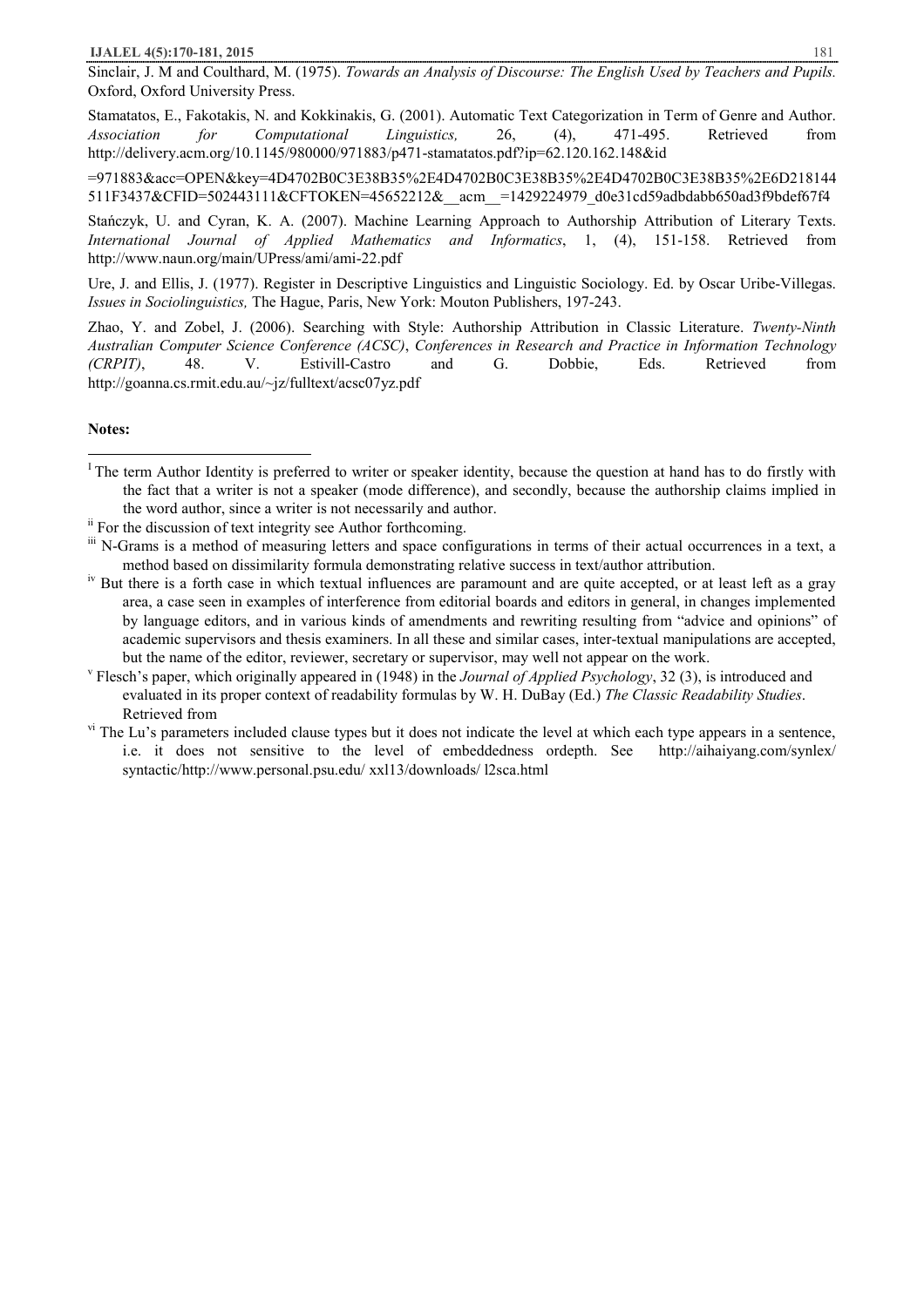Sinclair, J. M and Coulthard, M. (1975). *Towards an Analysis of Discourse: The English Used by Teachers and Pupils.* Oxford, Oxford University Press.

Stamatatos, E., Fakotakis, N. and Kokkinakis, G. (2001). Automatic Text Categorization in Term of Genre and Author. *Association for Computational Linguistics,* 26, (4), 471-495. Retrieved from http://delivery.acm.org/10.1145/980000/971883/p471-stamatatos.pdf?ip=62.120.162.148&id

=971883&acc=OPEN&key=4D4702B0C3E38B35%2E4D4702B0C3E38B35%2E4D4702B0C3E38B35%2E6D218144511F3437&CFID=502443111&CFTOKEN=45652212&__acm__=1429224979_d0e31cd59adbdabb650ad3f9bdef67f4

Stańczyk, U. and Cyran, K. A. (2007). Machine Learning Approach to Authorship Attribution of Literary Texts. *International Journal of Applied Mathematics and Informatics*, 1, (4), 151-158. Retrieved from http://www.naun.org/main/UPress/ami/ami-22.pdf

Ure, J. and Ellis, J. (1977). Register in Descriptive Linguistics and Linguistic Sociology. Ed. by Oscar Uribe-Villegas. *Issues in Sociolinguistics,* The Hague, Paris, New York: Mouton Publishers, 197-243.

Zhao, Y. and Zobel, J. (2006). Searching with Style: Authorship Attribution in Classic Literature. *Twenty-Ninth Australian Computer Science Conference (ACSC)*, *Conferences in Research and Practice in Information Technology (CRPIT)*, 48. V. Estivill-Castro and G. Dobbie, Eds. Retrieved from http://goanna.cs.rmit.edu.au/~jz/fulltext/acsc07yz.pdf

**Notes:**

[I] The term Author Identity is preferred to writer or speaker identity, because the question at hand has to do firstly with the fact that a writer is not a speaker (mode difference), and secondly, because the authorship claims implied in the word author, since a writer is not necessarily and author.

[ii] For the discussion of text integrity see Author forthcoming.

[iii] N-Grams is a method of measuring letters and space configurations in terms of their actual occurrences in a text, a method based on dissimilarity formula demonstrating relative success in text/author attribution.

[iv] But there is a forth case in which textual influences are paramount and are quite accepted, or at least left as a gray area, a case seen in examples of interference from editorial boards and editors in general, in changes implemented by language editors, and in various kinds of amendments and rewriting resulting from "advice and opinions" of academic supervisors and thesis examiners. In all these and similar cases, inter-textual manipulations are accepted, but the name of the editor, reviewer, secretary or supervisor, may well not appear on the work.

[v] Flesch's paper, which originally appeared in (1948) in the *Journal of Applied Psychology*, 32 (3), is introduced and evaluated in its proper context of readability formulas by W. H. DuBay (Ed.) *The Classic Readability Studies*. Retrieved from

[vi] The Lu's parameters included clause types but it does not indicate the level at which each type appears in a sentence, i.e. it does not sensitive to the level of embeddedness ordepth. See http://aihaiyang.com/synlex/syntactic/http://www.personal.psu.edu/ xxl13/downloads/ l2sca.html